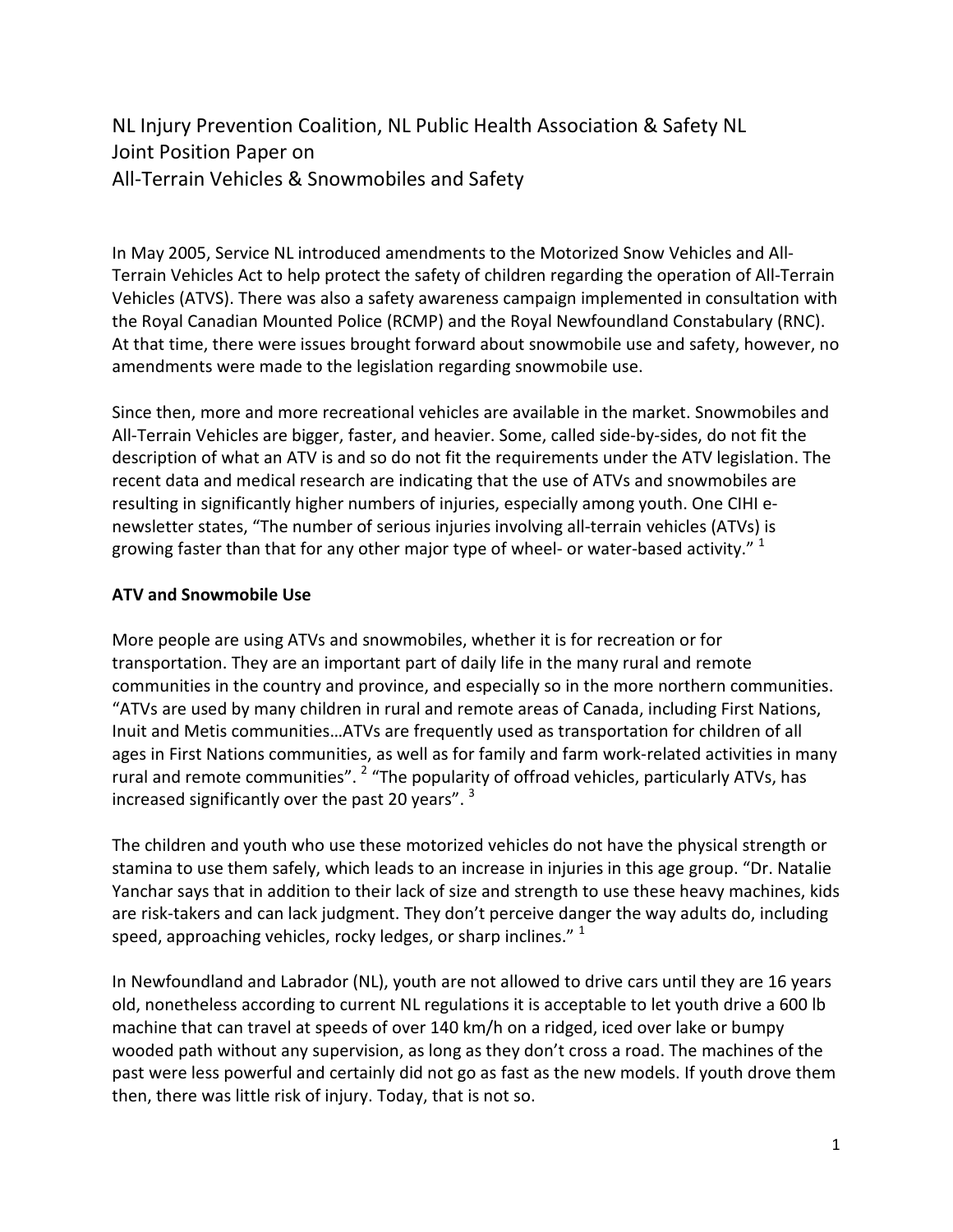# NL Injury Prevention Coalition, NL Public Health Association & Safety NL Joint Position Paper on All-Terrain Vehicles & Snowmobiles and Safety

In May 2005, Service NL introduced amendments to the Motorized Snow Vehicles and All-Terrain Vehicles Act to help protect the safety of children regarding the operation of All-Terrain Vehicles (ATVS). There was also a safety awareness campaign implemented in consultation with the Royal Canadian Mounted Police (RCMP) and the Royal Newfoundland Constabulary (RNC). At that time, there were issues brought forward about snowmobile use and safety, however, no amendments were made to the legislation regarding snowmobile use.

Since then, more and more recreational vehicles are available in the market. Snowmobiles and All-Terrain Vehicles are bigger, faster, and heavier. Some, called side-by-sides, do not fit the description of what an ATV is and so do not fit the requirements under the ATV legislation. The recent data and medical research are indicating that the use of ATVs and snowmobiles are resulting in significantly higher numbers of injuries, especially among youth. One CIHI e-newsletter states, "The number of serious injuries involving all-terrain vehicles (ATVs) is growing faster than that for any other major type of wheel- or water-based activity." [1]

## ATV and Snowmobile Use

More people are using ATVs and snowmobiles, whether it is for recreation or for transportation. They are an important part of daily life in the many rural and remote communities in the country and province, and especially so in the more northern communities. "ATVs are used by many children in rural and remote areas of Canada, including First Nations, Inuit and Metis communities…ATVs are frequently used as transportation for children of all ages in First Nations communities, as well as for family and farm work-related activities in many rural and remote communities". [2] "The popularity of offroad vehicles, particularly ATVs, has increased significantly over the past 20 years". [3]

The children and youth who use these motorized vehicles do not have the physical strength or stamina to use them safely, which leads to an increase in injuries in this age group. "Dr. Natalie Yanchar says that in addition to their lack of size and strength to use these heavy machines, kids are risk-takers and can lack judgment. They don't perceive danger the way adults do, including speed, approaching vehicles, rocky ledges, or sharp inclines." [1]

In Newfoundland and Labrador (NL), youth are not allowed to drive cars until they are 16 years old, nonetheless according to current NL regulations it is acceptable to let youth drive a 600 lb machine that can travel at speeds of over 140 km/h on a ridged, iced over lake or bumpy wooded path without any supervision, as long as they don't cross a road. The machines of the past were less powerful and certainly did not go as fast as the new models. If youth drove them then, there was little risk of injury. Today, that is not so.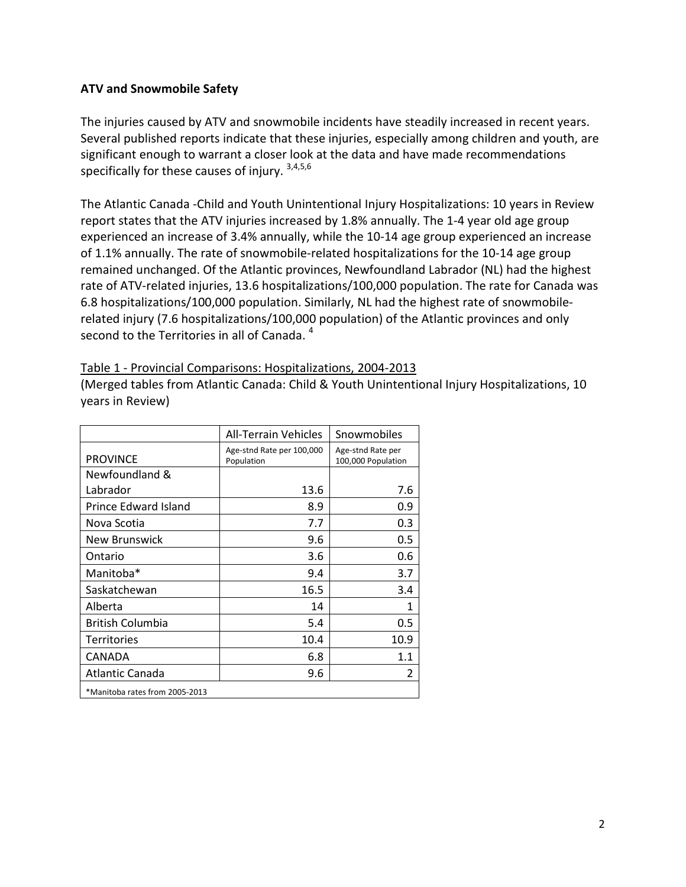**ATV and Snowmobile Safety**

The injuries caused by ATV and snowmobile incidents have steadily increased in recent years. Several published reports indicate that these injuries, especially among children and youth, are significant enough to warrant a closer look at the data and have made recommendations specifically for these causes of injury. [3,4,5,6]

The Atlantic Canada -Child and Youth Unintentional Injury Hospitalizations: 10 years in Review report states that the ATV injuries increased by 1.8% annually. The 1-4 year old age group experienced an increase of 3.4% annually, while the 10-14 age group experienced an increase of 1.1% annually. The rate of snowmobile-related hospitalizations for the 10-14 age group remained unchanged. Of the Atlantic provinces, Newfoundland Labrador (NL) had the highest rate of ATV-related injuries, 13.6 hospitalizations/100,000 population. The rate for Canada was 6.8 hospitalizations/100,000 population. Similarly, NL had the highest rate of snowmobile-related injury (7.6 hospitalizations/100,000 population) of the Atlantic provinces and only second to the Territories in all of Canada. [4]

Table 1 - Provincial Comparisons: Hospitalizations, 2004-2013

(Merged tables from Atlantic Canada: Child & Youth Unintentional Injury Hospitalizations, 10 years in Review)

| | All-Terrain Vehicles | Snowmobiles |
|---|---|---|
| PROVINCE | Age-stnd Rate per 100,000 Population | Age-stnd Rate per 100,000 Population |
| Newfoundland & Labrador | 13.6 | 7.6 |
| Prince Edward Island | 8.9 | 0.9 |
| Nova Scotia | 7.7 | 0.3 |
| New Brunswick | 9.6 | 0.5 |
| Ontario | 3.6 | 0.6 |
| Manitoba* | 9.4 | 3.7 |
| Saskatchewan | 16.5 | 3.4 |
| Alberta | 14 | 1 |
| British Columbia | 5.4 | 0.5 |
| Territories | 10.4 | 10.9 |
| CANADA | 6.8 | 1.1 |
| Atlantic Canada | 9.6 | 2 |

*Manitoba rates from 2005-2013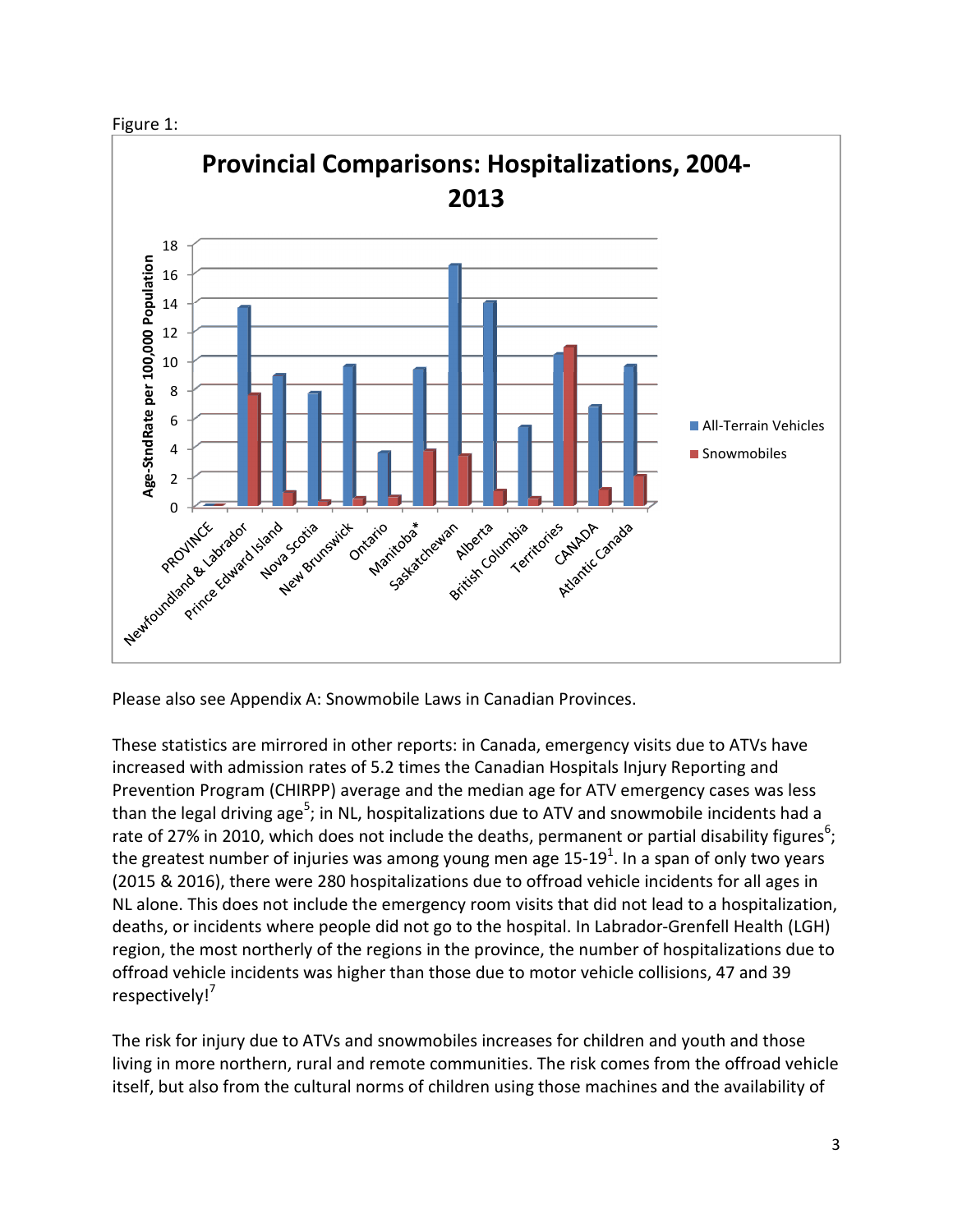Figure 1:

Please also see Appendix A: Snowmobile Laws in Canadian Provinces.

These statistics are mirrored in other reports: in Canada, emergency visits due to ATVs have increased with admission rates of 5.2 times the Canadian Hospitals Injury Reporting and Prevention Program (CHIRPP) average and the median age for ATV emergency cases was less than the legal driving age[5]; in NL, hospitalizations due to ATV and snowmobile incidents had a rate of 27% in 2010, which does not include the deaths, permanent or partial disability figures[6]; the greatest number of injuries was among young men age 15-19[1]. In a span of only two years (2015 & 2016), there were 280 hospitalizations due to offroad vehicle incidents for all ages in NL alone. This does not include the emergency room visits that did not lead to a hospitalization, deaths, or incidents where people did not go to the hospital. In Labrador-Grenfell Health (LGH) region, the most northerly of the regions in the province, the number of hospitalizations due to offroad vehicle incidents was higher than those due to motor vehicle collisions, 47 and 39 respectively![7]

The risk for injury due to ATVs and snowmobiles increases for children and youth and those living in more northern, rural and remote communities. The risk comes from the offroad vehicle itself, but also from the cultural norms of children using those machines and the availability of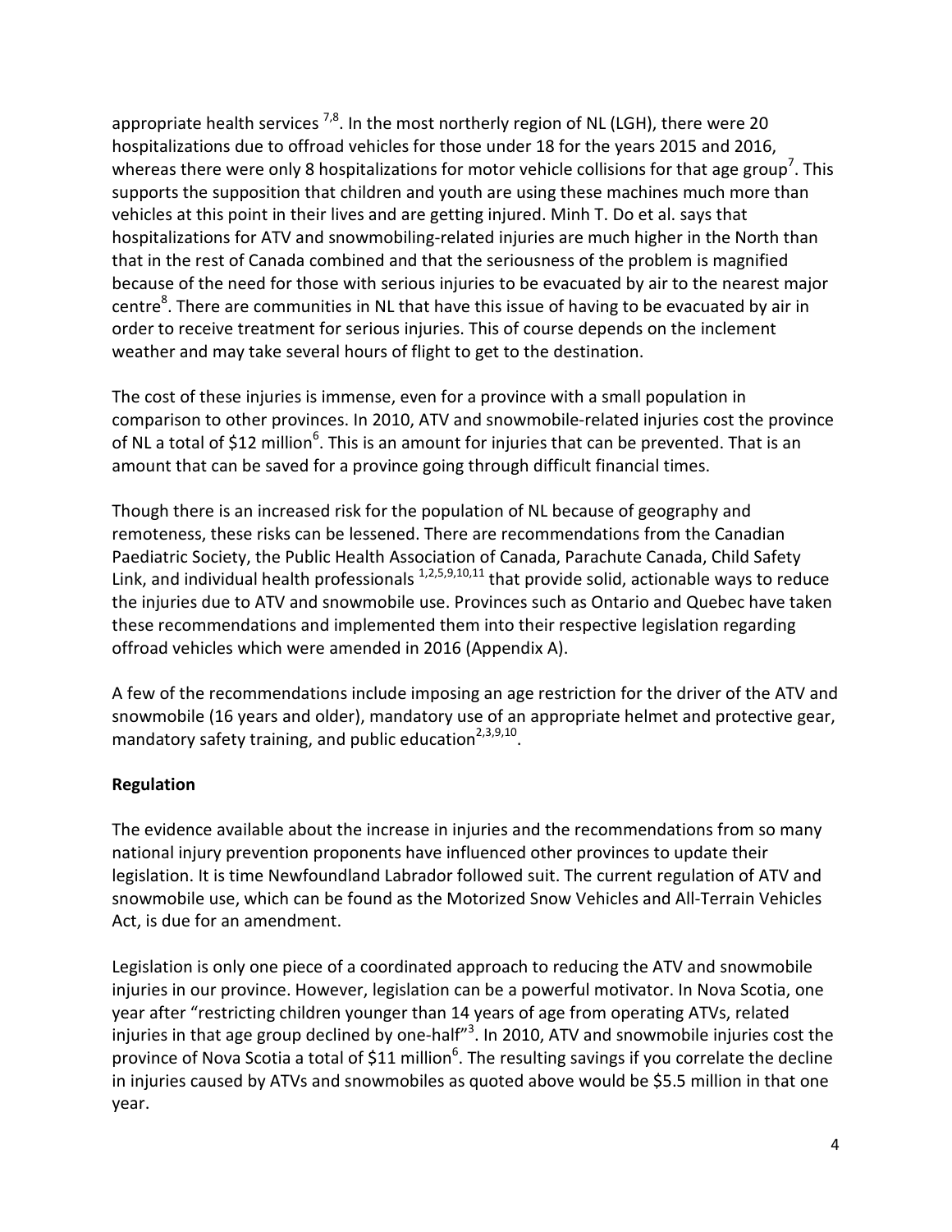appropriate health services [7,8]. In the most northerly region of NL (LGH), there were 20 hospitalizations due to offroad vehicles for those under 18 for the years 2015 and 2016, whereas there were only 8 hospitalizations for motor vehicle collisions for that age group[7]. This supports the supposition that children and youth are using these machines much more than vehicles at this point in their lives and are getting injured. Minh T. Do et al. says that hospitalizations for ATV and snowmobiling-related injuries are much higher in the North than that in the rest of Canada combined and that the seriousness of the problem is magnified because of the need for those with serious injuries to be evacuated by air to the nearest major centre[8]. There are communities in NL that have this issue of having to be evacuated by air in order to receive treatment for serious injuries. This of course depends on the inclement weather and may take several hours of flight to get to the destination.

The cost of these injuries is immense, even for a province with a small population in comparison to other provinces. In 2010, ATV and snowmobile-related injuries cost the province of NL a total of $12 million[6]. This is an amount for injuries that can be prevented. That is an amount that can be saved for a province going through difficult financial times.

Though there is an increased risk for the population of NL because of geography and remoteness, these risks can be lessened. There are recommendations from the Canadian Paediatric Society, the Public Health Association of Canada, Parachute Canada, Child Safety Link, and individual health professionals [1,2,5,9,10,11] that provide solid, actionable ways to reduce the injuries due to ATV and snowmobile use. Provinces such as Ontario and Quebec have taken these recommendations and implemented them into their respective legislation regarding offroad vehicles which were amended in 2016 (Appendix A).

A few of the recommendations include imposing an age restriction for the driver of the ATV and snowmobile (16 years and older), mandatory use of an appropriate helmet and protective gear, mandatory safety training, and public education[2,3,9,10].

**Regulation**

The evidence available about the increase in injuries and the recommendations from so many national injury prevention proponents have influenced other provinces to update their legislation. It is time Newfoundland Labrador followed suit. The current regulation of ATV and snowmobile use, which can be found as the Motorized Snow Vehicles and All-Terrain Vehicles Act, is due for an amendment.

Legislation is only one piece of a coordinated approach to reducing the ATV and snowmobile injuries in our province. However, legislation can be a powerful motivator. In Nova Scotia, one year after "restricting children younger than 14 years of age from operating ATVs, related injuries in that age group declined by one-half"[3]. In 2010, ATV and snowmobile injuries cost the province of Nova Scotia a total of $11 million[6]. The resulting savings if you correlate the decline in injuries caused by ATVs and snowmobiles as quoted above would be $5.5 million in that one year.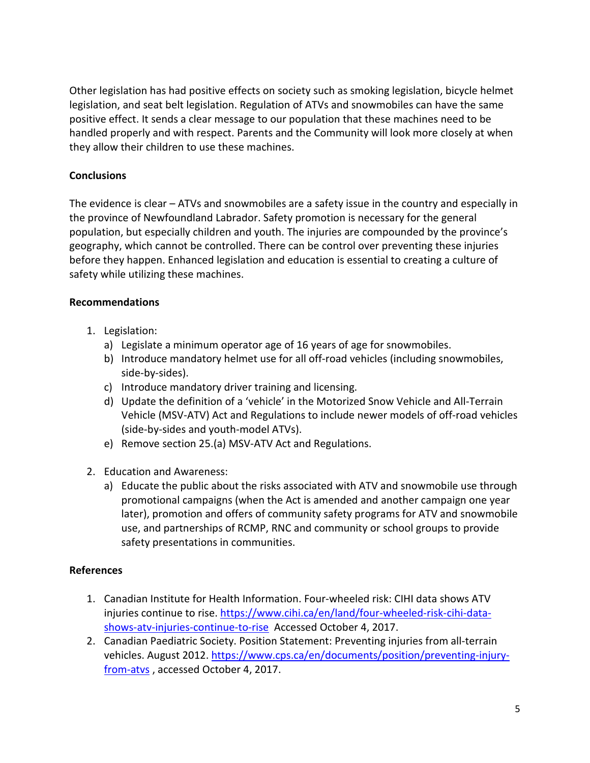Other legislation has had positive effects on society such as smoking legislation, bicycle helmet legislation, and seat belt legislation. Regulation of ATVs and snowmobiles can have the same positive effect. It sends a clear message to our population that these machines need to be handled properly and with respect. Parents and the Community will look more closely at when they allow their children to use these machines.

**Conclusions**

The evidence is clear – ATVs and snowmobiles are a safety issue in the country and especially in the province of Newfoundland Labrador. Safety promotion is necessary for the general population, but especially children and youth. The injuries are compounded by the province's geography, which cannot be controlled. There can be control over preventing these injuries before they happen. Enhanced legislation and education is essential to creating a culture of safety while utilizing these machines.

**Recommendations**

1. Legislation:
   a) Legislate a minimum operator age of 16 years of age for snowmobiles.
   b) Introduce mandatory helmet use for all off-road vehicles (including snowmobiles, side-by-sides).
   c) Introduce mandatory driver training and licensing.
   d) Update the definition of a 'vehicle' in the Motorized Snow Vehicle and All-Terrain Vehicle (MSV-ATV) Act and Regulations to include newer models of off-road vehicles (side-by-sides and youth-model ATVs).
   e) Remove section 25.(a) MSV-ATV Act and Regulations.

2. Education and Awareness:
   a) Educate the public about the risks associated with ATV and snowmobile use through promotional campaigns (when the Act is amended and another campaign one year later), promotion and offers of community safety programs for ATV and snowmobile use, and partnerships of RCMP, RNC and community or school groups to provide safety presentations in communities.

**References**

1. Canadian Institute for Health Information. Four-wheeled risk: CIHI data shows ATV injuries continue to rise. https://www.cihi.ca/en/land/four-wheeled-risk-cihi-data-shows-atv-injuries-continue-to-rise Accessed October 4, 2017.
2. Canadian Paediatric Society. Position Statement: Preventing injuries from all-terrain vehicles. August 2012. https://www.cps.ca/en/documents/position/preventing-injury-from-atvs , accessed October 4, 2017.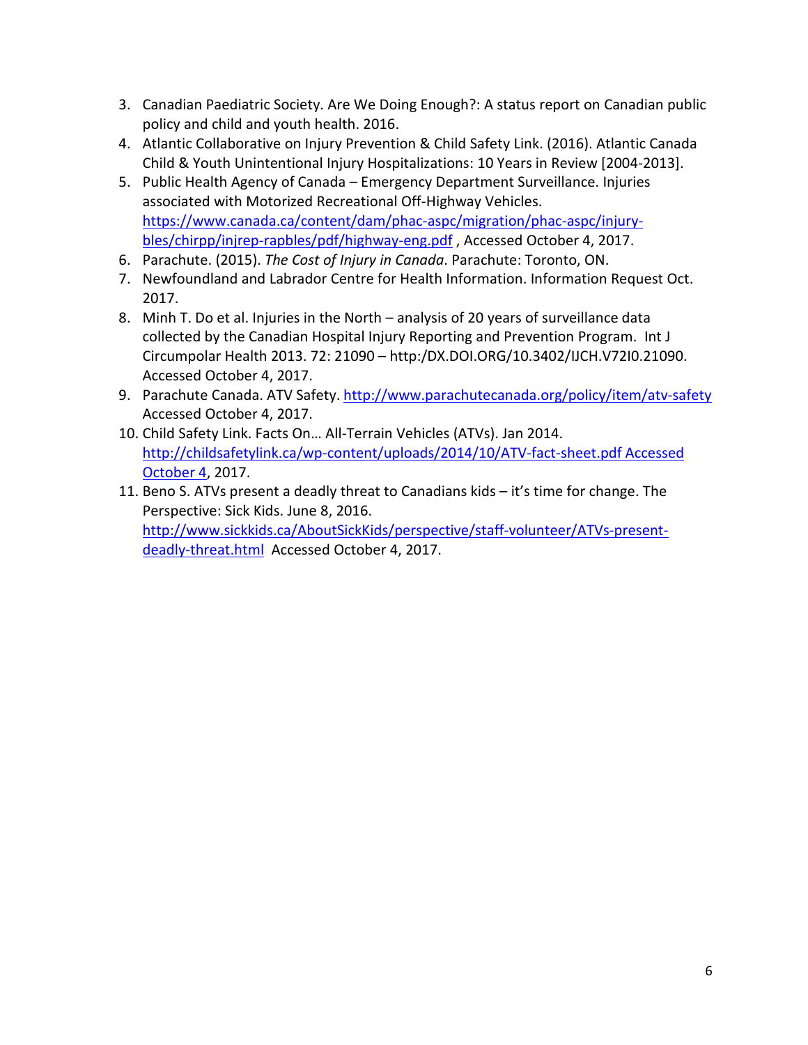3. Canadian Paediatric Society. Are We Doing Enough?: A status report on Canadian public policy and child and youth health. 2016.
4. Atlantic Collaborative on Injury Prevention & Child Safety Link. (2016). Atlantic Canada Child & Youth Unintentional Injury Hospitalizations: 10 Years in Review [2004-2013].
5. Public Health Agency of Canada – Emergency Department Surveillance. Injuries associated with Motorized Recreational Off-Highway Vehicles. https://www.canada.ca/content/dam/phac-aspc/migration/phac-aspc/injury-bles/chirpp/injrep-rapbles/pdf/highway-eng.pdf , Accessed October 4, 2017.
6. Parachute. (2015). *The Cost of Injury in Canada*. Parachute: Toronto, ON.
7. Newfoundland and Labrador Centre for Health Information. Information Request Oct. 2017.
8. Minh T. Do et al. Injuries in the North – analysis of 20 years of surveillance data collected by the Canadian Hospital Injury Reporting and Prevention Program. Int J Circumpolar Health 2013. 72: 21090 – http:/DX.DOI.ORG/10.3402/IJCH.V72I0.21090. Accessed October 4, 2017.
9. Parachute Canada. ATV Safety. http://www.parachutecanada.org/policy/item/atv-safety Accessed October 4, 2017.
10. Child Safety Link. Facts On… All-Terrain Vehicles (ATVs). Jan 2014. http://childsafetylink.ca/wp-content/uploads/2014/10/ATV-fact-sheet.pdf Accessed October 4, 2017.
11. Beno S. ATVs present a deadly threat to Canadians kids – it's time for change. The Perspective: Sick Kids. June 8, 2016. http://www.sickkids.ca/AboutSickKids/perspective/staff-volunteer/ATVs-present-deadly-threat.html Accessed October 4, 2017.